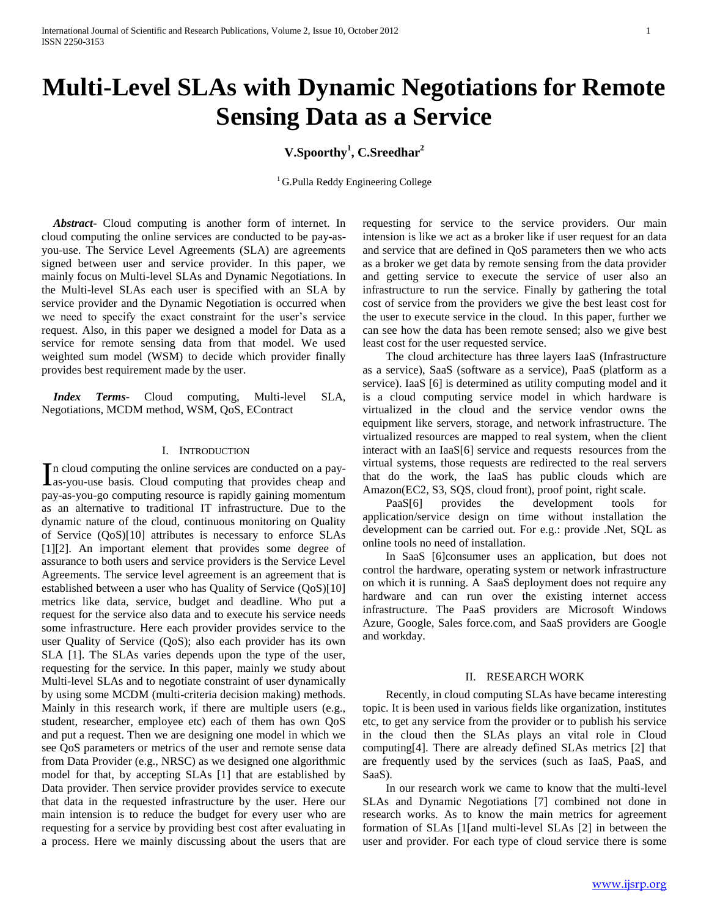# Multi-Level SLAs with Dynamic Negotiations for Remote Sensing Data as a Service

**V.Spoorthy[1], C.Sreedhar[2]**

[1] G.Pulla Reddy Engineering College

***Abstract***- Cloud computing is another form of internet. In cloud computing the online services are conducted to be pay-as-you-use. The Service Level Agreements (SLA) are agreements signed between user and service provider. In this paper, we mainly focus on Multi-level SLAs and Dynamic Negotiations. In the Multi-level SLAs each user is specified with an SLA by service provider and the Dynamic Negotiation is occurred when we need to specify the exact constraint for the user's service request. Also, in this paper we designed a model for Data as a service for remote sensing data from that model. We used weighted sum model (WSM) to decide which provider finally provides best requirement made by the user.

***Index Terms***- Cloud computing, Multi-level SLA, Negotiations, MCDM method, WSM, QoS, EContract

## I. Introduction

In cloud computing the online services are conducted on a pay-as-you-use basis. Cloud computing that provides cheap and pay-as-you-go computing resource is rapidly gaining momentum as an alternative to traditional IT infrastructure. Due to the dynamic nature of the cloud, continuous monitoring on Quality of Service (QoS)[10] attributes is necessary to enforce SLAs [1][2]. An important element that provides some degree of assurance to both users and service providers is the Service Level Agreements. The service level agreement is an agreement that is established between a user who has Quality of Service (QoS)[10] metrics like data, service, budget and deadline. Who put a request for the service also data and to execute his service needs some infrastructure. Here each provider provides service to the user Quality of Service (QoS); also each provider has its own SLA [1]. The SLAs varies depends upon the type of the user, requesting for the service. In this paper, mainly we study about Multi-level SLAs and to negotiate constraint of user dynamically by using some MCDM (multi-criteria decision making) methods. Mainly in this research work, if there are multiple users (e.g., student, researcher, employee etc) each of them has own QoS and put a request. Then we are designing one model in which we see QoS parameters or metrics of the user and remote sense data from Data Provider (e.g., NRSC) as we designed one algorithmic model for that, by accepting SLAs [1] that are established by Data provider. Then service provider provides service to execute that data in the requested infrastructure by the user. Here our main intension is to reduce the budget for every user who are requesting for a service by providing best cost after evaluating in a process. Here we mainly discussing about the users that are requesting for service to the service providers. Our main intension is like we act as a broker like if user request for an data and service that are defined in QoS parameters then we who acts as a broker we get data by remote sensing from the data provider and getting service to execute the service of user also an infrastructure to run the service. Finally by gathering the total cost of service from the providers we give the best least cost for the user to execute service in the cloud. In this paper, further we can see how the data has been remote sensed; also we give best least cost for the user requested service.

The cloud architecture has three layers IaaS (Infrastructure as a service), SaaS (software as a service), PaaS (platform as a service). IaaS [6] is determined as utility computing model and it is a cloud computing service model in which hardware is virtualized in the cloud and the service vendor owns the equipment like servers, storage, and network infrastructure. The virtualized resources are mapped to real system, when the client interact with an IaaS[6] service and requests resources from the virtual systems, those requests are redirected to the real servers that do the work, the IaaS has public clouds which are Amazon(EC2, S3, SQS, cloud front), proof point, right scale.

PaaS[6] provides the development tools for application/service design on time without installation the development can be carried out. For e.g.: provide .Net, SQL as online tools no need of installation.

In SaaS [6]consumer uses an application, but does not control the hardware, operating system or network infrastructure on which it is running. A SaaS deployment does not require any hardware and can run over the existing internet access infrastructure. The PaaS providers are Microsoft Windows Azure, Google, Sales force.com, and SaaS providers are Google and workday.

## II. Research Work

Recently, in cloud computing SLAs have became interesting topic. It is been used in various fields like organization, institutes etc, to get any service from the provider or to publish his service in the cloud then the SLAs plays an vital role in Cloud computing[4]. There are already defined SLAs metrics [2] that are frequently used by the services (such as IaaS, PaaS, and SaaS).

In our research work we came to know that the multi-level SLAs and Dynamic Negotiations [7] combined not done in research works. As to know the main metrics for agreement formation of SLAs [1[and multi-level SLAs [2] in between the user and provider. For each type of cloud service there is some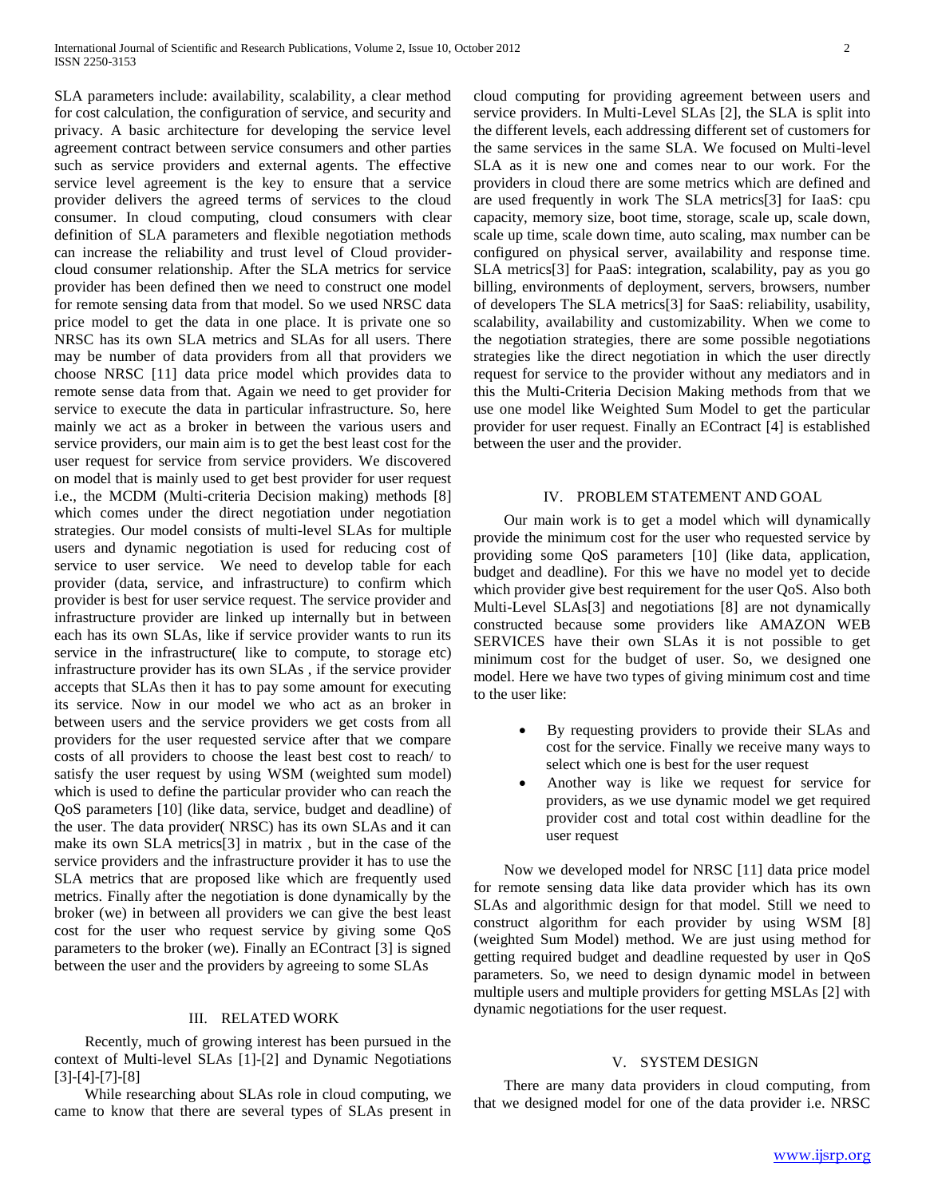SLA parameters include: availability, scalability, a clear method for cost calculation, the configuration of service, and security and privacy. A basic architecture for developing the service level agreement contract between service consumers and other parties such as service providers and external agents. The effective service level agreement is the key to ensure that a service provider delivers the agreed terms of services to the cloud consumer. In cloud computing, cloud consumers with clear definition of SLA parameters and flexible negotiation methods can increase the reliability and trust level of Cloud provider-cloud consumer relationship. After the SLA metrics for service provider has been defined then we need to construct one model for remote sensing data from that model. So we used NRSC data price model to get the data in one place. It is private one so NRSC has its own SLA metrics and SLAs for all users. There may be number of data providers from all that providers we choose NRSC [11] data price model which provides data to remote sense data from that. Again we need to get provider for service to execute the data in particular infrastructure. So, here mainly we act as a broker in between the various users and service providers, our main aim is to get the best least cost for the user request for service from service providers. We discovered on model that is mainly used to get best provider for user request i.e., the MCDM (Multi-criteria Decision making) methods [8] which comes under the direct negotiation under negotiation strategies. Our model consists of multi-level SLAs for multiple users and dynamic negotiation is used for reducing cost of service to user service. We need to develop table for each provider (data, service, and infrastructure) to confirm which provider is best for user service request. The service provider and infrastructure provider are linked up internally but in between each has its own SLAs, like if service provider wants to run its service in the infrastructure( like to compute, to storage etc) infrastructure provider has its own SLAs , if the service provider accepts that SLAs then it has to pay some amount for executing its service. Now in our model we who act as an broker in between users and the service providers we get costs from all providers for the user requested service after that we compare costs of all providers to choose the least best cost to reach/ to satisfy the user request by using WSM (weighted sum model) which is used to define the particular provider who can reach the QoS parameters [10] (like data, service, budget and deadline) of the user. The data provider( NRSC) has its own SLAs and it can make its own SLA metrics[3] in matrix , but in the case of the service providers and the infrastructure provider it has to use the SLA metrics that are proposed like which are frequently used metrics. Finally after the negotiation is done dynamically by the broker (we) in between all providers we can give the best least cost for the user who request service by giving some QoS parameters to the broker (we). Finally an EContract [3] is signed between the user and the providers by agreeing to some SLAs

## III. Related Work

Recently, much of growing interest has been pursued in the context of Multi-level SLAs [1]-[2] and Dynamic Negotiations [3]-[4]-[7]-[8]

While researching about SLAs role in cloud computing, we came to know that there are several types of SLAs present in cloud computing for providing agreement between users and service providers. In Multi-Level SLAs [2], the SLA is split into the different levels, each addressing different set of customers for the same services in the same SLA. We focused on Multi-level SLA as it is new one and comes near to our work. For the providers in cloud there are some metrics which are defined and are used frequently in work The SLA metrics[3] for IaaS: cpu capacity, memory size, boot time, storage, scale up, scale down, scale up time, scale down time, auto scaling, max number can be configured on physical server, availability and response time. SLA metrics[3] for PaaS: integration, scalability, pay as you go billing, environments of deployment, servers, browsers, number of developers The SLA metrics[3] for SaaS: reliability, usability, scalability, availability and customizability. When we come to the negotiation strategies, there are some possible negotiations strategies like the direct negotiation in which the user directly request for service to the provider without any mediators and in this the Multi-Criteria Decision Making methods from that we use one model like Weighted Sum Model to get the particular provider for user request. Finally an EContract [4] is established between the user and the provider.

## IV. Problem Statement and Goal

Our main work is to get a model which will dynamically provide the minimum cost for the user who requested service by providing some QoS parameters [10] (like data, application, budget and deadline). For this we have no model yet to decide which provider give best requirement for the user QoS. Also both Multi-Level SLAs[3] and negotiations [8] are not dynamically constructed because some providers like AMAZON WEB SERVICES have their own SLAs it is not possible to get minimum cost for the budget of user. So, we designed one model. Here we have two types of giving minimum cost and time to the user like:

- By requesting providers to provide their SLAs and cost for the service. Finally we receive many ways to select which one is best for the user request
- Another way is like we request for service for providers, as we use dynamic model we get required provider cost and total cost within deadline for the user request

Now we developed model for NRSC [11] data price model for remote sensing data like data provider which has its own SLAs and algorithmic design for that model. Still we need to construct algorithm for each provider by using WSM [8] (weighted Sum Model) method. We are just using method for getting required budget and deadline requested by user in QoS parameters. So, we need to design dynamic model in between multiple users and multiple providers for getting MSLAs [2] with dynamic negotiations for the user request.

## V. System Design

There are many data providers in cloud computing, from that we designed model for one of the data provider i.e. NRSC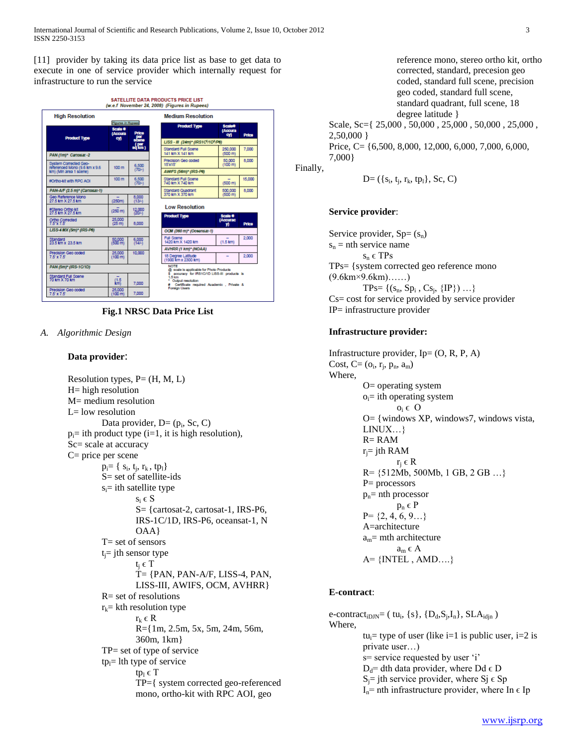[11] provider by taking its data price list as base to get data to execute in one of service provider which internally request for infrastructure to run the service

SATELLITE DATA PRODUCTS PRICE LIST
(w.e.f November 24, 2008) (Figures in Rupees)

**High Resolution**

| Product Type | Scale @ (Accuracy) | Price per scene (per sq km) |
|---|---|---|
| PAN (1m)* Cartosat-2 | | |
| System Corrected Geo-referenced Mono (9.6 km x 9.6 km) (Min area 1 scene) | 100 m | 6,500 (70/-) |
| #Ortho-kit with RPC AOI | 100 m | 6,500 (70/-) |
| PAN-A/F (2.5 m)* (Cartosat-1) | | |
| Geo Reference Mono 27.5 km X 27.5 km | – (250m) | 8,000 (13/-) |
| #Stereo Ortho kit 27.5 km X 27.5 km | – (250 m) | 12,000 (20/-) |
| Ortho Corrected 7.5' X 7.5' | 25,000 (25 m) | 8,000 |
| LISS-4 MX (5m)* (IRS-P6) | | |
| Standard 23.5 km X 23.5 km | 50,000 (500 m) | 6,000 (14/-) |
| Precision Geo coded 7.5' X 7.5' | 25,000 (100 m) | 10,000 |
| PAN (5m)* (IRS-1C/1D) | | |
| Standard Full Scene 70 km X 70 km | – (1.5 km) | 7,000 |
| Precision Geo coded 7.5' X 7.5' | 25,000 (100 m) | 7,000 |

**Medium Resolution**

| Product Type | Scale@ (Accuracy) | Price |
|---|---|---|
| LISS - III (24m)* (IRS1C$^{s}$/1D$^{s}$/P6) | | |
| Standard Full Scene 141 km X 141 km | 250,000 (500 m) | 7,000 |
| Precision Geo coded 15'X15' | 50,000 (100 m) | 6,000 |
| AWiFS (56m)* (IRS-P6) | | |
| Standard Full Scene 740 km X 740 km | – (500 m) | 15,000 |
| Standard Quadrant 370 km X 370 km | 500,000 (500 m) | 8,000 |

**Low Resolution**

| Product Type | Scale @ (Accuracy) | Price |
|---|---|---|
| OCM (360 m)* (Oceansat-1) | | |
| Full Scene 1420 km X 1420 km | – (1.5 km) | 2,000 |
| AVHRR (1 km)* (NOAA) | | |
| 18 Degree Latitude (1900 km x 2300 km) | – | 2,000 |

NOTE
@ scale is applicable for Photo Products
$ accuracy for IRS1C/1D LISS-III products is 1.5 km
\* Output resolution
\# Certificate required Academic , Private & Foreign Users

**Fig.1 NRSC Data Price List**

## A. *Algorithmic Design*

**Data provider**:

Resolution types, P= (H, M, L)
H= high resolution
M= medium resolution
L= low resolution

Data provider, D= ($p_i$, Sc, C)

$p_i$= ith product type (i=1, it is high resolution),
Sc= scale at accuracy
C= price per scene

$p_i$= { $s_i$, $t_j$, $r_k$ , $tp_l$}
S= set of satellite-ids
$s_i$= ith satellite type
$s_i \in S$
S= {cartosat-2, cartosat-1, IRS-P6, IRS-1C/1D, IRS-P6, oceansat-1, NOAA}
T= set of sensors
$t_j$= jth sensor type
$t_j \in T$
T= {PAN, PAN-A/F, LISS-4, PAN, LISS-III, AWIFS, OCM, AVHRR}
R= set of resolutions
$r_k$= kth resolution type
$r_k \in R$
R={1m, 2.5m, 5x, 5m, 24m, 56m, 360m, 1km}
TP= set of type of service
$tp_l$= lth type of service
$tp_l \in T$
TP={ system corrected geo-referenced mono, ortho-kit with RPC AOI, geo reference mono, stereo ortho kit, ortho corrected, standard, precesion geo coded, standard full scene, precision geo coded, standard full scene, standard quadrant, full scene, 18 degree latitude }

Scale, Sc={ 25,000 , 50,000 , 25,000 , 50,000 , 25,000 , 2,50,000 }
Price, C= {6,500, 8,000, 12,000, 6,000, 7,000, 6,000, 7,000}

Finally,

D= ({$s_i$, $t_j$, $r_k$, $tp_l$}, Sc, C)

**Service provider**:

Service provider, Sp= ($s_n$)
$s_n$ = nth service name
$s_n \in$ TPs
TPs= {system corrected geo reference mono (9.6km×9.6km)……)
TPs= {($s_n$, $Sp_i$ , $Cs_j$, {IP}) …}
Cs= cost for service provided by service provider
IP= infrastructure provider

**Infrastructure provider:**

Infrastructure provider, Ip= (O, R, P, A)
Cost, C= ($o_i$, $r_j$, $p_n$, $a_m$)
Where,
O= operating system
$o_i$= ith operating system
$o_i \in O$
O= {windows XP, windows7, windows vista, LINUX…}
R= RAM
$r_j$= jth RAM
$r_j \in R$
R= {512Mb, 500Mb, 1 GB, 2 GB …}
P= processors
$p_n$= nth processor
$p_n \in P$
P= {2, 4, 6, 9…}
A=architecture
$a_m$= mth architecture
$a_m \in A$
A= {INTEL , AMD….}

**E-contract**:

$\text{e-contract}_{iDJN}$= ( $tu_i$, {s}, {$D_d$,$S_j$,$I_n$}, $SLA_{idjn}$ )
Where,
$tu_i$= type of user (like i=1 is public user, i=2 is private user…)
s= service requested by user 'i'
$D_d$= dth data provider, where $D_d \in D$
$S_j$= jth service provider, where $S_j \in Sp$
$I_n$= nth infrastructure provider, where $I_n \in Ip$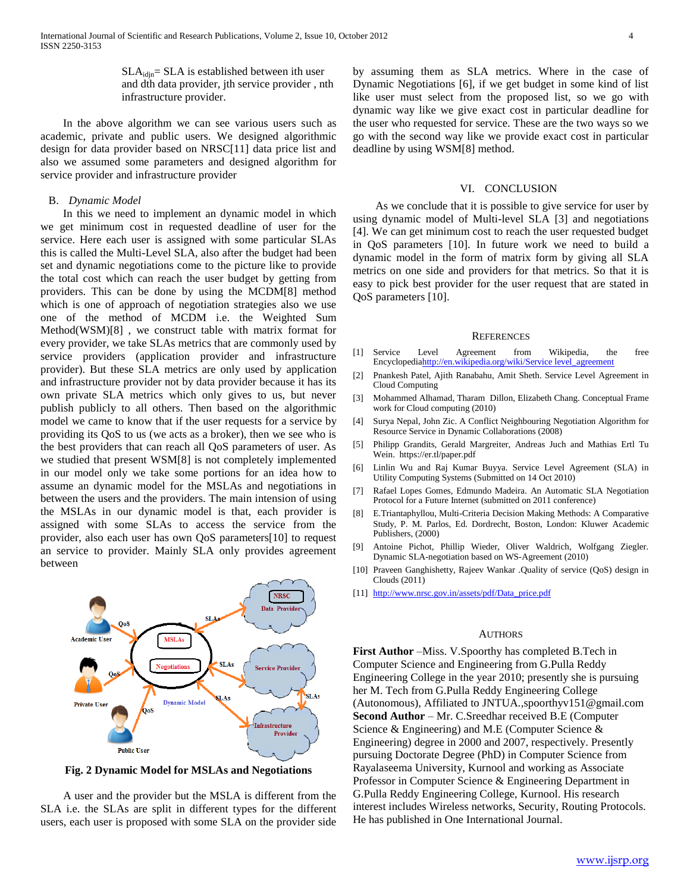$SLA_{idjn}$= SLA is established between ith user and dth data provider, jth service provider , nth infrastructure provider.

In the above algorithm we can see various users such as academic, private and public users. We designed algorithmic design for data provider based on NRSC[11] data price list and also we assumed some parameters and designed algorithm for service provider and infrastructure provider

### B. *Dynamic Model*

In this we need to implement an dynamic model in which we get minimum cost in requested deadline of user for the service. Here each user is assigned with some particular SLAs this is called the Multi-Level SLA, also after the budget had been set and dynamic negotiations come to the picture like to provide the total cost which can reach the user budget by getting from providers. This can be done by using the MCDM[8] method which is one of approach of negotiation strategies also we use one of the method of MCDM i.e. the Weighted Sum Method(WSM)[8] , we construct table with matrix format for every provider, we take SLAs metrics that are commonly used by service providers (application provider and infrastructure provider). But these SLA metrics are only used by application and infrastructure provider not by data provider because it has its own private SLA metrics which only gives to us, but never publish publicly to all others. Then based on the algorithmic model we came to know that if the user requests for a service by providing its QoS to us (we acts as a broker), then we see who is the best providers that can reach all QoS parameters of user. As we studied that present WSM[8] is not completely implemented in our model only we take some portions for an idea how to assume an dynamic model for the MSLAs and negotiations in between the users and the providers. The main intension of using the MSLAs in our dynamic model is that, each provider is assigned with some SLAs to access the service from the provider, also each user has own QoS parameters[10] to request an service to provider. Mainly SLA only provides agreement between

**Fig. 2 Dynamic Model for MSLAs and Negotiations**

A user and the provider but the MSLA is different from the SLA i.e. the SLAs are split in different types for the different users, each user is proposed with some SLA on the provider side by assuming them as SLA metrics. Where in the case of Dynamic Negotiations [6], if we get budget in some kind of list like user must select from the proposed list, so we go with dynamic way like we give exact cost in particular deadline for the user who requested for service. These are the two ways so we go with the second way like we provide exact cost in particular deadline by using WSM[8] method.

## VI. CONCLUSION

As we conclude that it is possible to give service for user by using dynamic model of Multi-level SLA [3] and negotiations [4]. We can get minimum cost to reach the user requested budget in QoS parameters [10]. In future work we need to build a dynamic model in the form of matrix form by giving all SLA metrics on one side and providers for that metrics. So that it is easy to pick best provider for the user request that are stated in QoS parameters [10].

## REFERENCES

[1] Service Level Agreement from Wikipedia, the free Encyclopediahttp://en.wikipedia.org/wiki/Service level_agreement

[2] Pnankesh Patel, Ajith Ranabahu, Amit Sheth. Service Level Agreement in Cloud Computing

[3] Mohammed Alhamad, Tharam Dillon, Elizabeth Chang. Conceptual Frame work for Cloud computing (2010)

[4] Surya Nepal, John Zic. A Conflict Neighbouring Negotiation Algorithm for Resource Service in Dynamic Collaborations (2008)

[5] Philipp Grandits, Gerald Margreiter, Andreas Juch and Mathias Ertl Tu Wein. https://er.tl/paper.pdf

[6] Linlin Wu and Raj Kumar Buyya. Service Level Agreement (SLA) in Utility Computing Systems (Submitted on 14 Oct 2010)

[7] Rafael Lopes Gomes, Edmundo Madeira. An Automatic SLA Negotiation Protocol for a Future Internet (submitted on 2011 conference)

[8] E.Triantaphyllou, Multi-Criteria Decision Making Methods: A Comparative Study, P. M. Parlos, Ed. Dordrecht, Boston, London: Kluwer Academic Publishers, (2000)

[9] Antoine Pichot, Phillip Wieder, Oliver Waldrich, Wolfgang Ziegler. Dynamic SLA-negotiation based on WS-Agreement (2010)

[10] Praveen Ganghishetty, Rajeev Wankar .Quality of service (QoS) design in Clouds (2011)

[11] http://www.nrsc.gov.in/assets/pdf/Data_price.pdf

## AUTHORS

**First Author** –Miss. V.Spoorthy has completed B.Tech in Computer Science and Engineering from G.Pulla Reddy Engineering College in the year 2010; presently she is pursuing her M. Tech from G.Pulla Reddy Engineering College (Autonomous), Affiliated to JNTUA.,spoorthyv151@gmail.com

**Second Author** – Mr. C.Sreedhar received B.E (Computer Science & Engineering) and M.E (Computer Science & Engineering) degree in 2000 and 2007, respectively. Presently pursuing Doctorate Degree (PhD) in Computer Science from Rayalaseema University, Kurnool and working as Associate Professor in Computer Science & Engineering Department in G.Pulla Reddy Engineering College, Kurnool. His research interest includes Wireless networks, Security, Routing Protocols. He has published in One International Journal.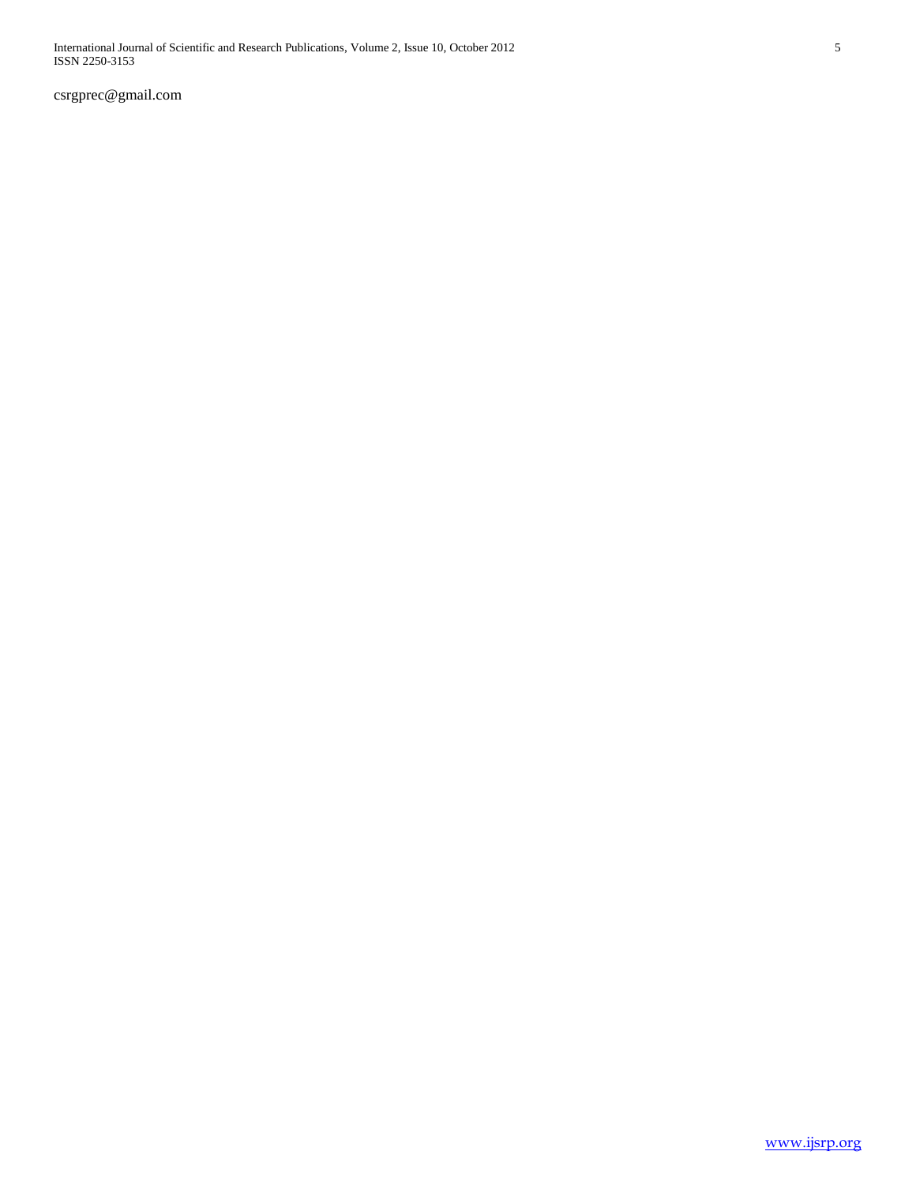csrgprec@gmail.com